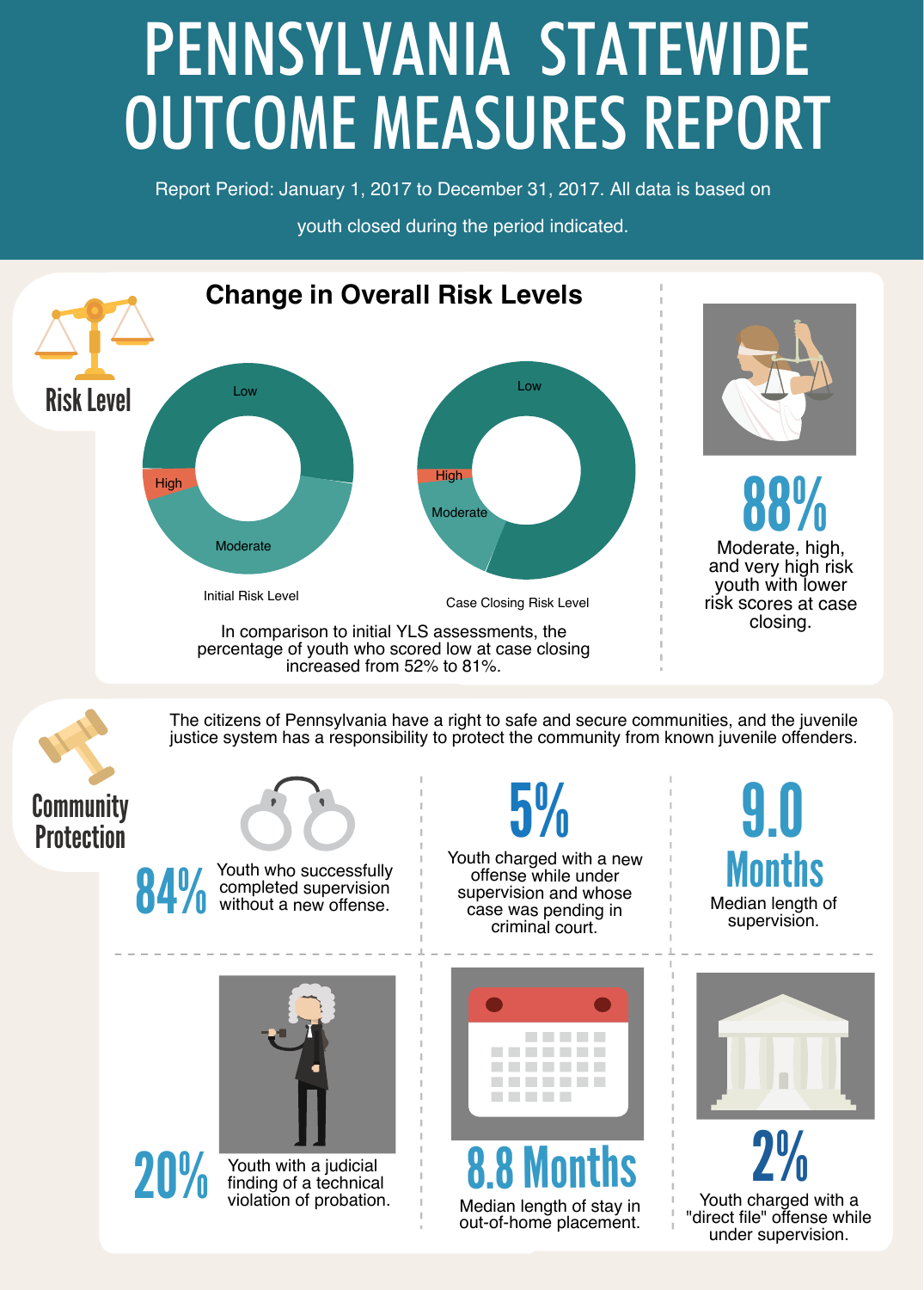# PENNSYLVANIA STATEWIDE OUTCOME MEASURES REPORT

Report Period: January 1, 2017 to December 31, 2017. All data is based on youth closed during the period indicated.

## Risk Level

### Change in Overall Risk Levels

Low

High

Moderate

Initial Risk Level

Low

High

Moderate

Case Closing Risk Level

In comparison to initial YLS assessments, the percentage of youth who scored low at case closing increased from 52% to 81%.

**88%**

Moderate, high, and very high risk youth with lower risk scores at case closing.

## Community Protection

The citizens of Pennsylvania have a right to safe and secure communities, and the juvenile justice system has a responsibility to protect the community from known juvenile offenders.

**84%** Youth who successfully completed supervision without a new offense.

**5%** Youth charged with a new offense while under supervision and whose case was pending in criminal court.

**9.0 Months** Median length of supervision.

**20%** Youth with a judicial finding of a technical violation of probation.

**8.8 Months** Median length of stay in out-of-home placement.

**2%** Youth charged with a "direct file" offense while under supervision.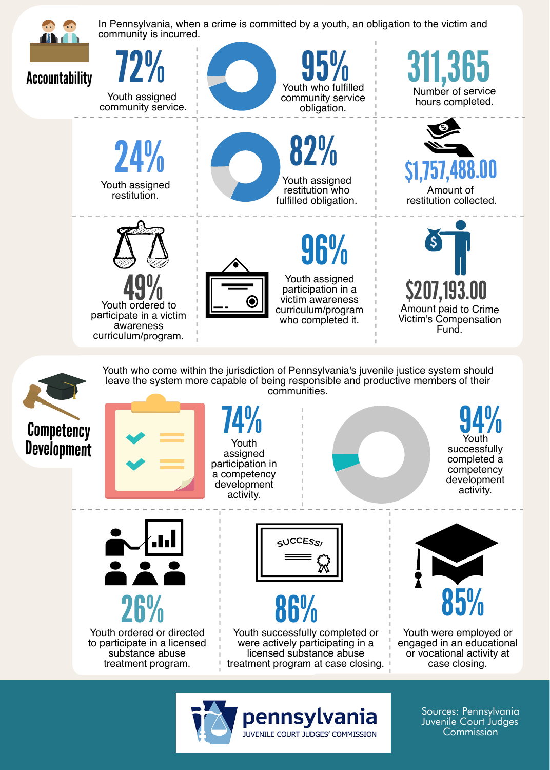## Accountability

In Pennsylvania, when a crime is committed by a youth, an obligation to the victim and community is incurred.

**72%**
Youth assigned community service.

**95%**
Youth who fulfilled community service obligation.

**311,365**
Number of service hours completed.

**24%**
Youth assigned restitution.

**82%**
Youth assigned restitution who fulfilled obligation.

**$1,757,488.00**
Amount of restitution collected.

**49%**
Youth ordered to participate in a victim awareness curriculum/program.

**96%**
Youth assigned participation in a victim awareness curriculum/program who completed it.

**$207,193.00**
Amount paid to Crime Victim's Compensation Fund.

## Competency Development

Youth who come within the jurisdiction of Pennsylvania's juvenile justice system should leave the system more capable of being responsible and productive members of their communities.

**74%**
Youth assigned participation in a competency development activity.

**94%**
Youth successfully completed a competency development activity.

**26%**
Youth ordered or directed to participate in a licensed substance abuse treatment program.

**86%**
Youth successfully completed or were actively participating in a licensed substance abuse treatment program at case closing.

**85%**
Youth were employed or engaged in an educational or vocational activity at case closing.

pennsylvania
JUVENILE COURT JUDGES' COMMISSION

Sources: Pennsylvania Juvenile Court Judges' Commission